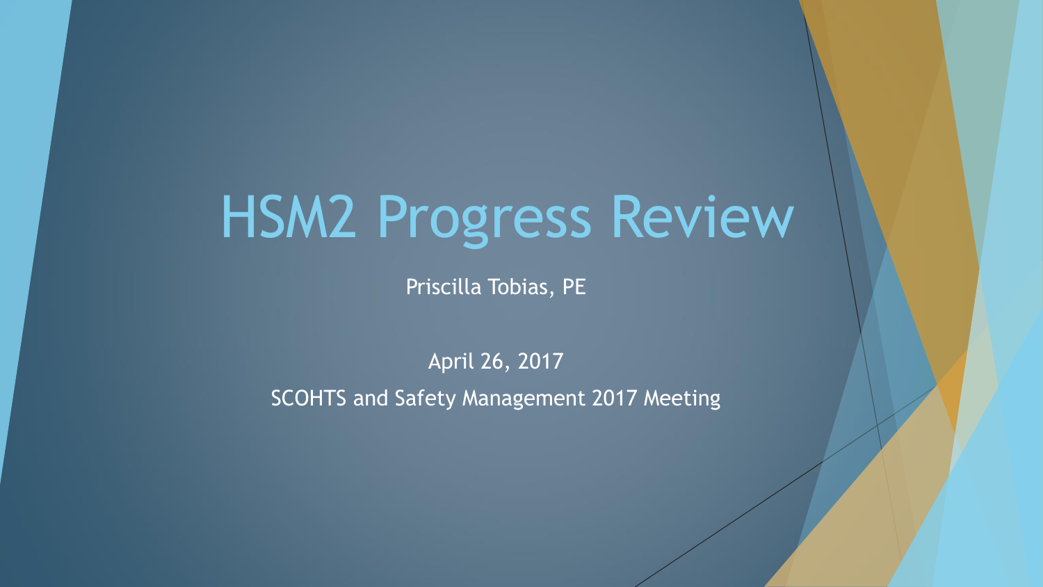# HSM2 Progress Review

Priscilla Tobias, PE

April 26, 2017

SCOHTS and Safety Management 2017 Meeting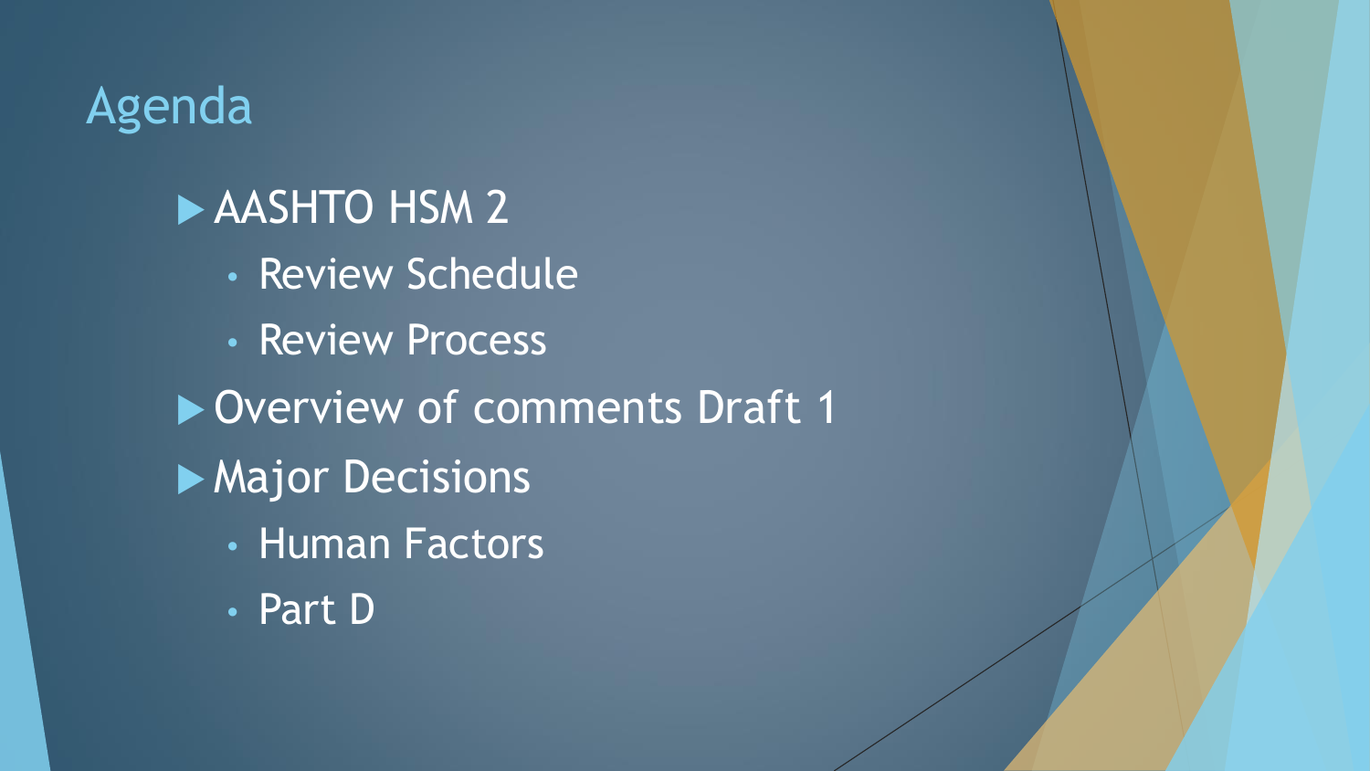# Agenda

- AASHTO HSM 2
  - Review Schedule
  - Review Process
- Overview of comments Draft 1
- Major Decisions
  - Human Factors
  - Part D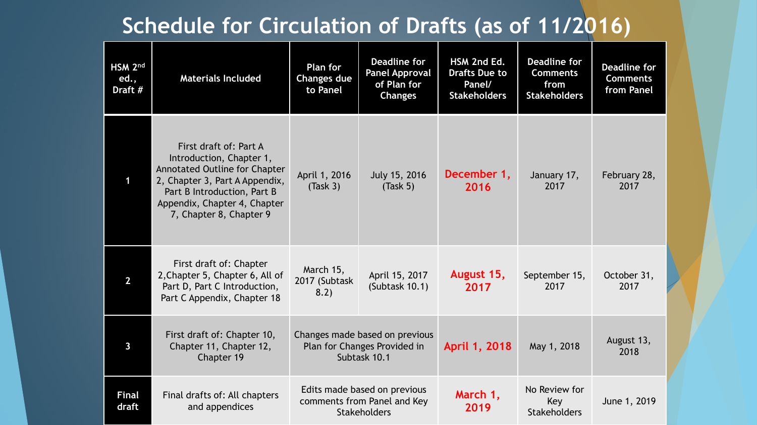# Schedule for Circulation of Drafts (as of 11/2016)

| HSM 2nd ed., Draft # | Materials Included | Plan for Changes due to Panel | Deadline for Panel Approval of Plan for Changes | HSM 2nd Ed. Drafts Due to Panel/ Stakeholders | Deadline for Comments from Stakeholders | Deadline for Comments from Panel |
|---|---|---|---|---|---|---|
| 1 | First draft of: Part A Introduction, Chapter 1, Annotated Outline for Chapter 2, Chapter 3, Part A Appendix, Part B Introduction, Part B Appendix, Chapter 4, Chapter 7, Chapter 8, Chapter 9 | April 1, 2016 (Task 3) | July 15, 2016 (Task 5) | **December 1, 2016** | January 17, 2017 | February 28, 2017 |
| 2 | First draft of: Chapter 2,Chapter 5, Chapter 6, All of Part D, Part C Introduction, Part C Appendix, Chapter 18 | March 15, 2017 (Subtask 8.2) | April 15, 2017 (Subtask 10.1) | **August 15, 2017** | September 15, 2017 | October 31, 2017 |
| 3 | First draft of: Chapter 10, Chapter 11, Chapter 12, Chapter 19 | Changes made based on previous Plan for Changes Provided in Subtask 10.1 | | **April 1, 2018** | May 1, 2018 | August 13, 2018 |
| Final draft | Final drafts of: All chapters and appendices | Edits made based on previous comments from Panel and Key Stakeholders | | **March 1, 2019** | No Review for Key Stakeholders | June 1, 2019 |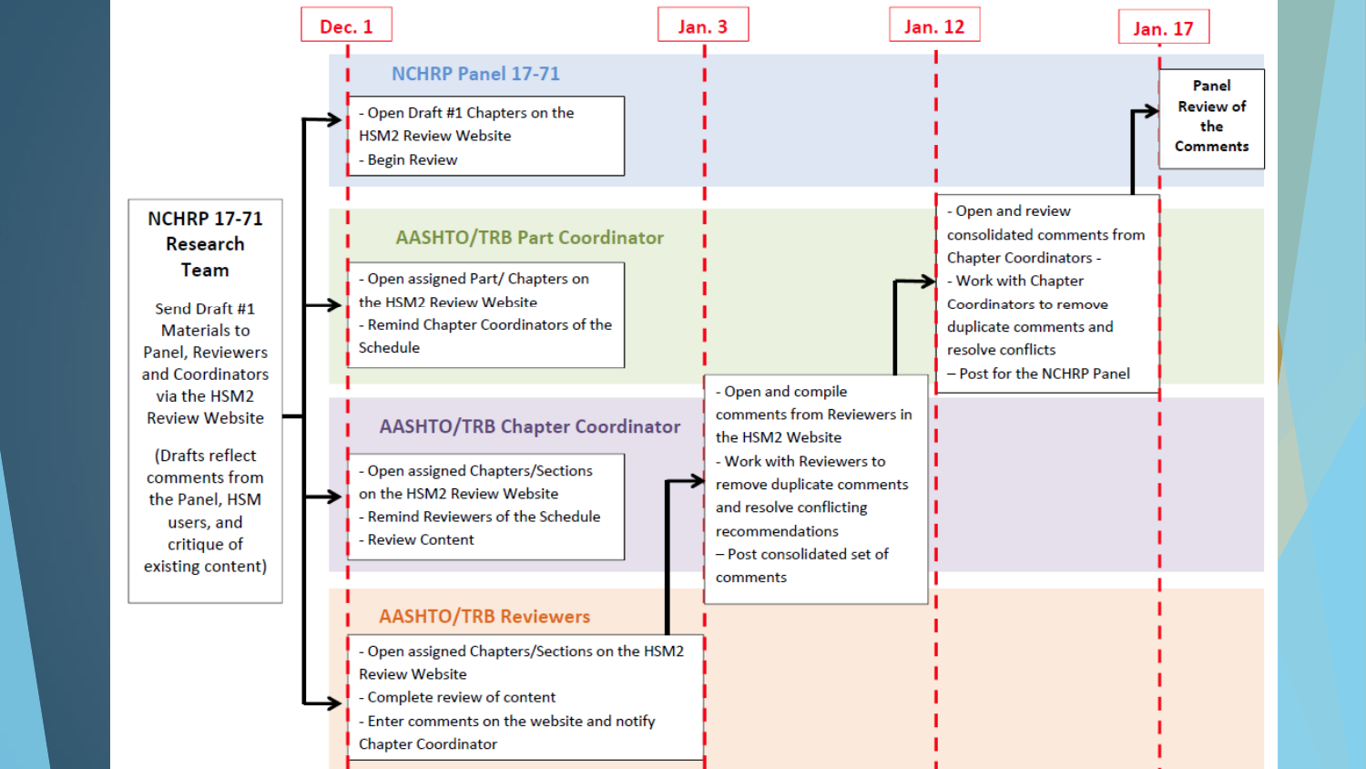Dec. 1 | Jan. 3 | Jan. 12 | Jan. 17

**NCHRP 17-71 Research Team**

Send Draft #1 Materials to Panel, Reviewers and Coordinators via the HSM2 Review Website

(Drafts reflect comments from the Panel, HSM users, and critique of existing content)

## NCHRP Panel 17-71

- Open Draft #1 Chapters on the HSM2 Review Website
- Begin Review

**Panel Review of the Comments**

## AASHTO/TRB Part Coordinator

- Open assigned Part/ Chapters on the HSM2 Review Website
- Remind Chapter Coordinators of the Schedule

- Open and review consolidated comments from Chapter Coordinators -
- Work with Chapter Coordinators to remove duplicate comments and resolve conflicts
– Post for the NCHRP Panel

## AASHTO/TRB Chapter Coordinator

- Open assigned Chapters/Sections on the HSM2 Review Website
- Remind Reviewers of the Schedule
- Review Content

- Open and compile comments from Reviewers in the HSM2 Website
- Work with Reviewers to remove duplicate comments and resolve conflicting recommendations
– Post consolidated set of comments

## AASHTO/TRB Reviewers

- Open assigned Chapters/Sections on the HSM2 Review Website
- Complete review of content
- Enter comments on the website and notify Chapter Coordinator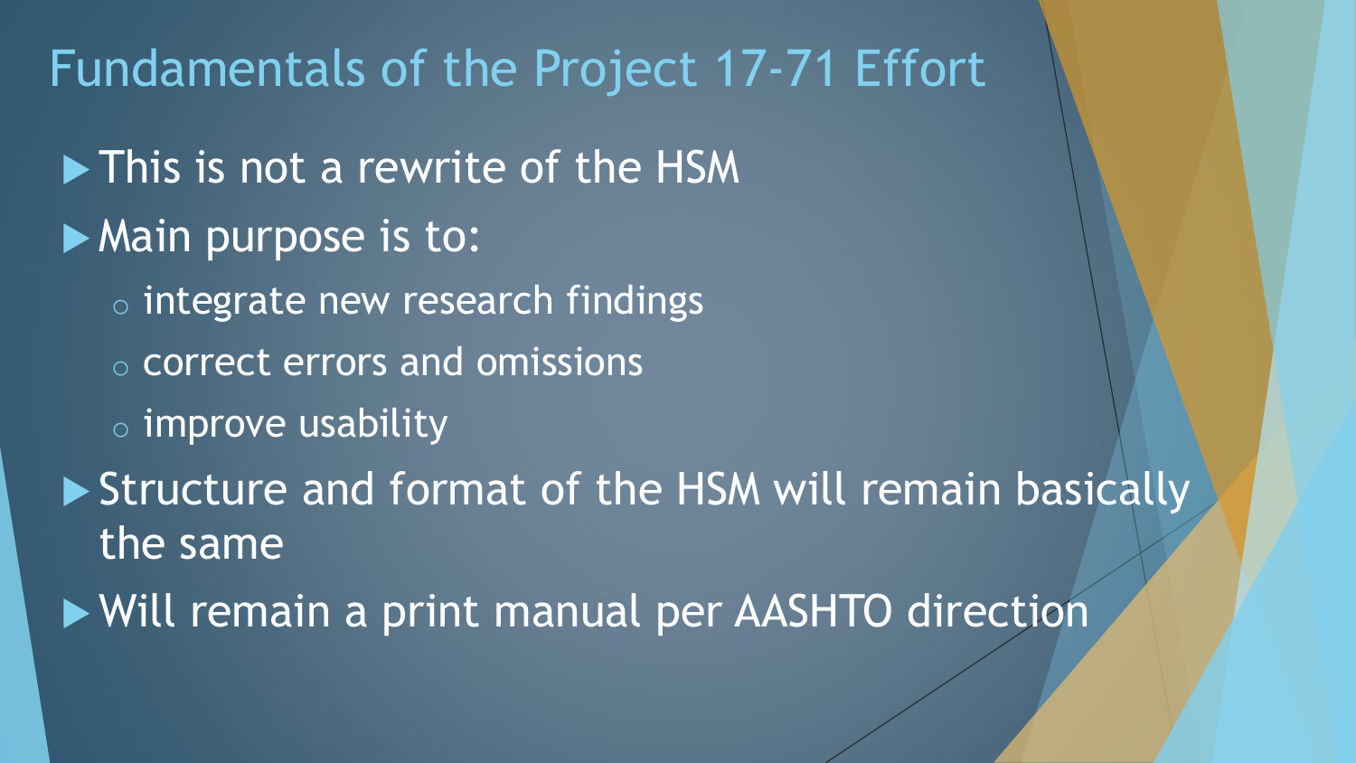# Fundamentals of the Project 17-71 Effort

- This is not a rewrite of the HSM
- Main purpose is to:
  - integrate new research findings
  - correct errors and omissions
  - improve usability
- Structure and format of the HSM will remain basically the same
- Will remain a print manual per AASHTO direction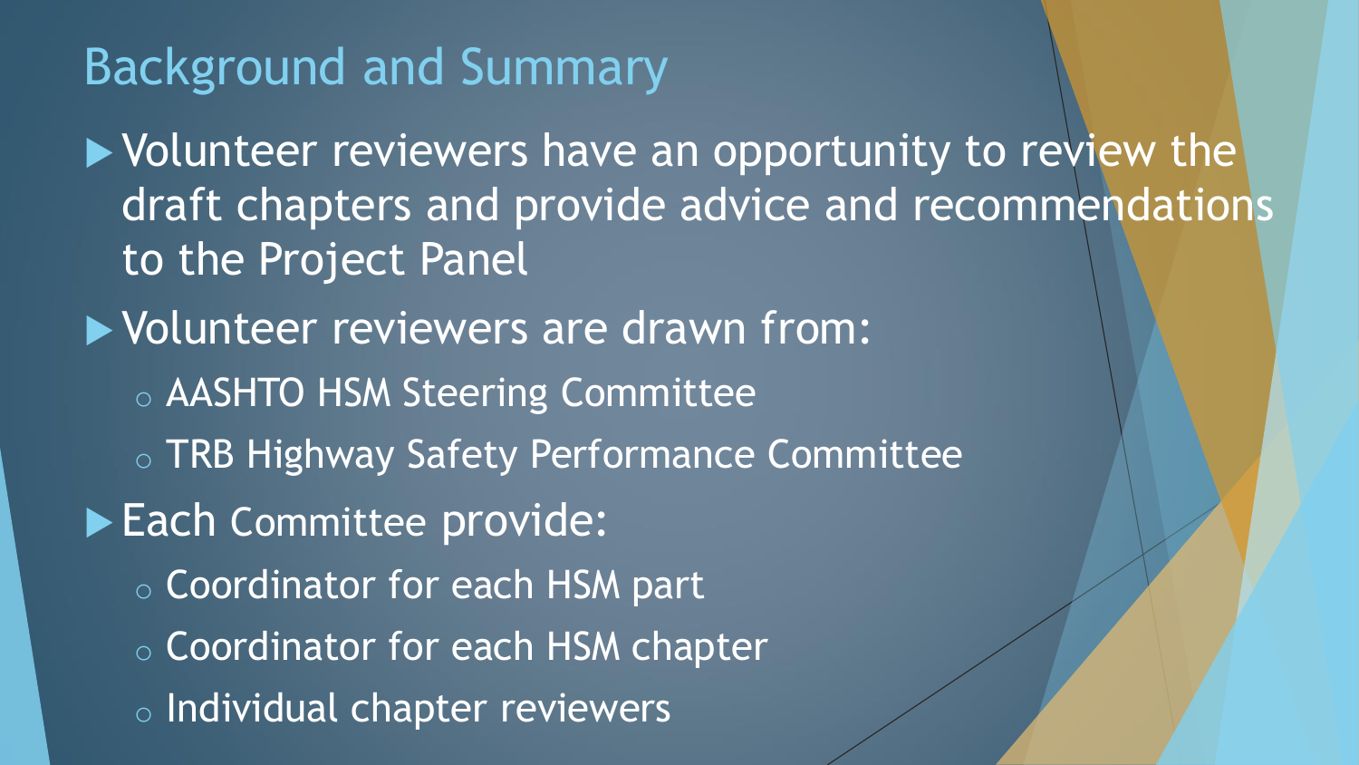# Background and Summary

- Volunteer reviewers have an opportunity to review the draft chapters and provide advice and recommendations to the Project Panel
- Volunteer reviewers are drawn from:
  - AASHTO HSM Steering Committee
  - TRB Highway Safety Performance Committee
- Each Committee provide:
  - Coordinator for each HSM part
  - Coordinator for each HSM chapter
  - Individual chapter reviewers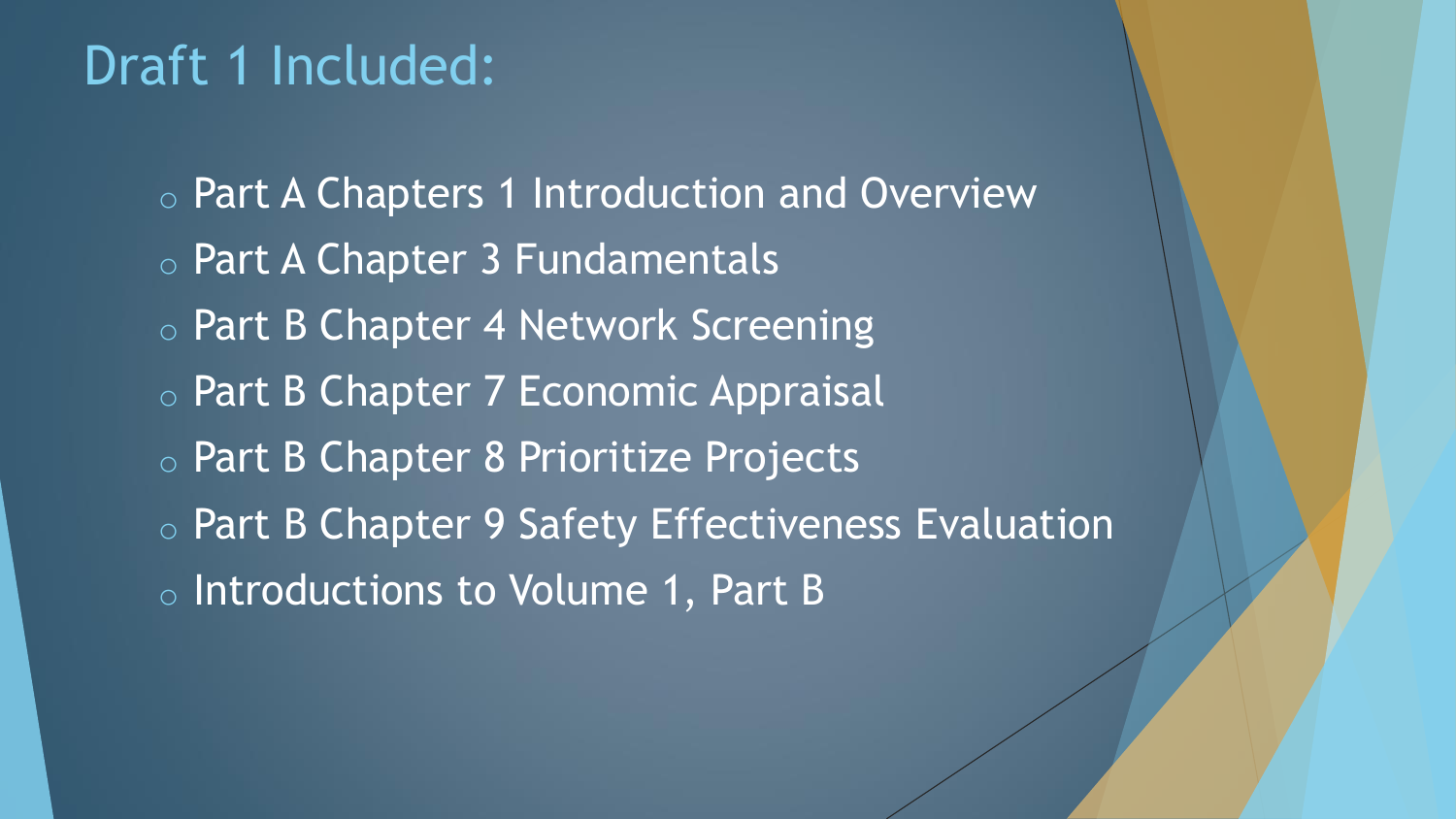# Draft 1 Included:

- Part A Chapters 1 Introduction and Overview
- Part A Chapter 3 Fundamentals
- Part B Chapter 4 Network Screening
- Part B Chapter 7 Economic Appraisal
- Part B Chapter 8 Prioritize Projects
- Part B Chapter 9 Safety Effectiveness Evaluation
- Introductions to Volume 1, Part B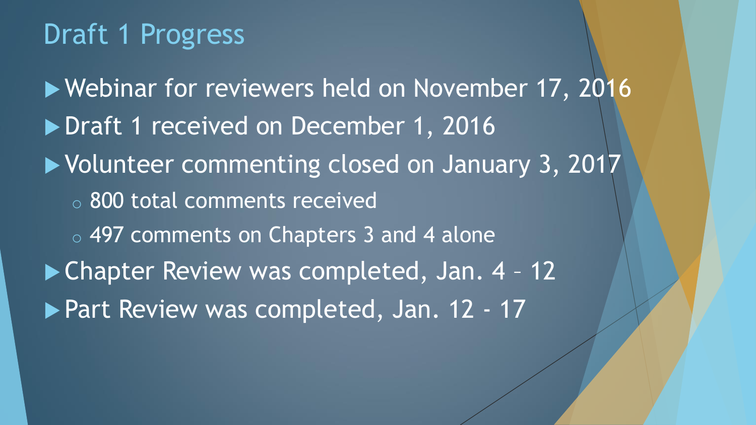# Draft 1 Progress

- Webinar for reviewers held on November 17, 2016
- Draft 1 received on December 1, 2016
- Volunteer commenting closed on January 3, 2017
  - 800 total comments received
  - 497 comments on Chapters 3 and 4 alone
- Chapter Review was completed, Jan. 4 – 12
- Part Review was completed, Jan. 12 - 17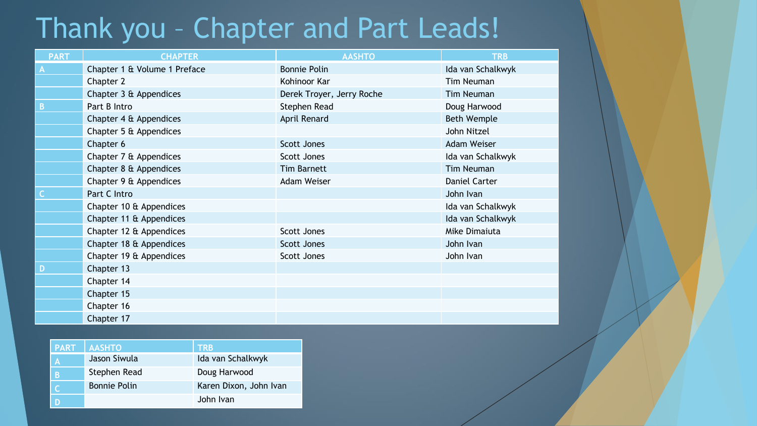# Thank you – Chapter and Part Leads!

| PART | CHAPTER | AASHTO | TRB |
|---|---|---|---|
| A | Chapter 1 & Volume 1 Preface | Bonnie Polin | Ida van Schalkwyk |
| | Chapter 2 | Kohinoor Kar | Tim Neuman |
| | Chapter 3 & Appendices | Derek Troyer, Jerry Roche | Tim Neuman |
| B | Part B Intro | Stephen Read | Doug Harwood |
| | Chapter 4 & Appendices | April Renard | Beth Wemple |
| | Chapter 5 & Appendices | | John Nitzel |
| | Chapter 6 | Scott Jones | Adam Weiser |
| | Chapter 7 & Appendices | Scott Jones | Ida van Schalkwyk |
| | Chapter 8 & Appendices | Tim Barnett | Tim Neuman |
| | Chapter 9 & Appendices | Adam Weiser | Daniel Carter |
| C | Part C Intro | | John Ivan |
| | Chapter 10 & Appendices | | Ida van Schalkwyk |
| | Chapter 11 & Appendices | | Ida van Schalkwyk |
| | Chapter 12 & Appendices | Scott Jones | Mike Dimaiuta |
| | Chapter 18 & Appendices | Scott Jones | John Ivan |
| | Chapter 19 & Appendices | Scott Jones | John Ivan |
| D | Chapter 13 | | |
| | Chapter 14 | | |
| | Chapter 15 | | |
| | Chapter 16 | | |
| | Chapter 17 | | |

| PART | AASHTO | TRB |
|---|---|---|
| A | Jason Siwula | Ida van Schalkwyk |
| B | Stephen Read | Doug Harwood |
| C | Bonnie Polin | Karen Dixon, John Ivan |
| D | | John Ivan |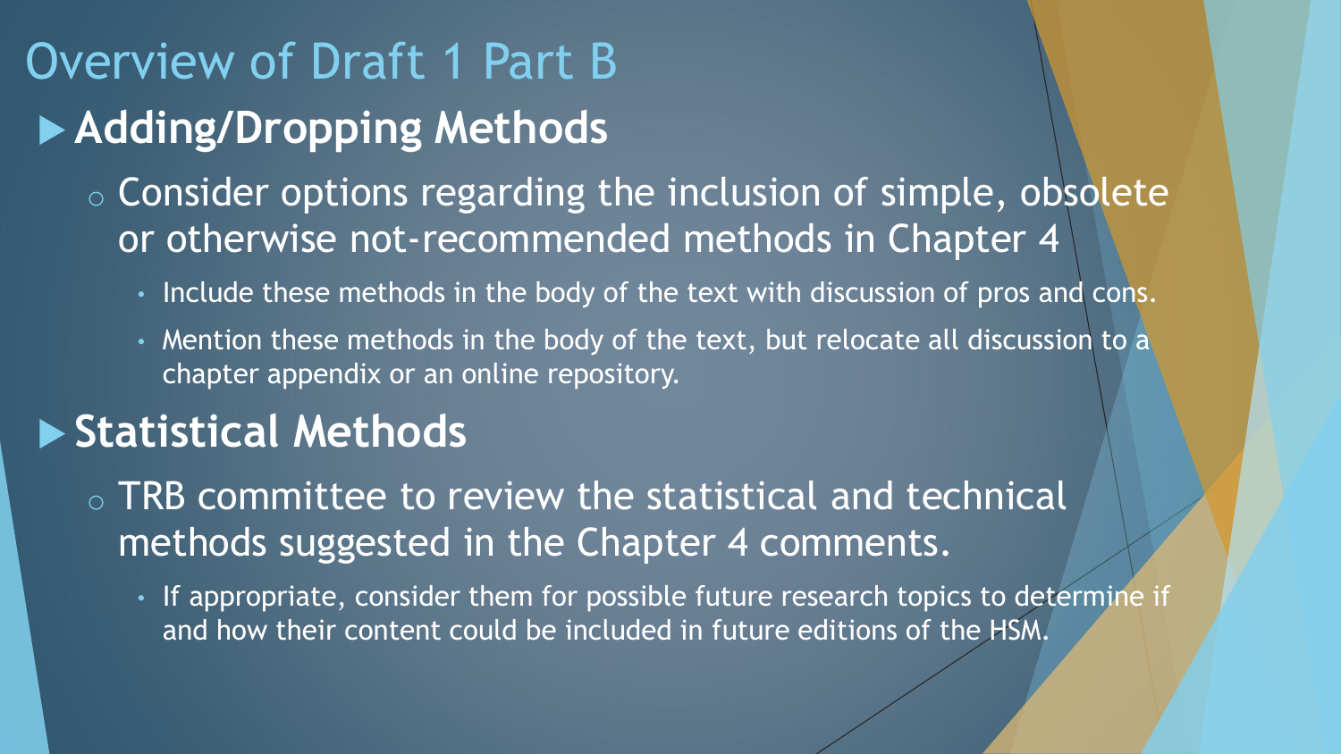# Overview of Draft 1 Part B

## Adding/Dropping Methods

- Consider options regarding the inclusion of simple, obsolete or otherwise not-recommended methods in Chapter 4
  - Include these methods in the body of the text with discussion of pros and cons.
  - Mention these methods in the body of the text, but relocate all discussion to a chapter appendix or an online repository.

## Statistical Methods

- TRB committee to review the statistical and technical methods suggested in the Chapter 4 comments.
  - If appropriate, consider them for possible future research topics to determine if and how their content could be included in future editions of the HSM.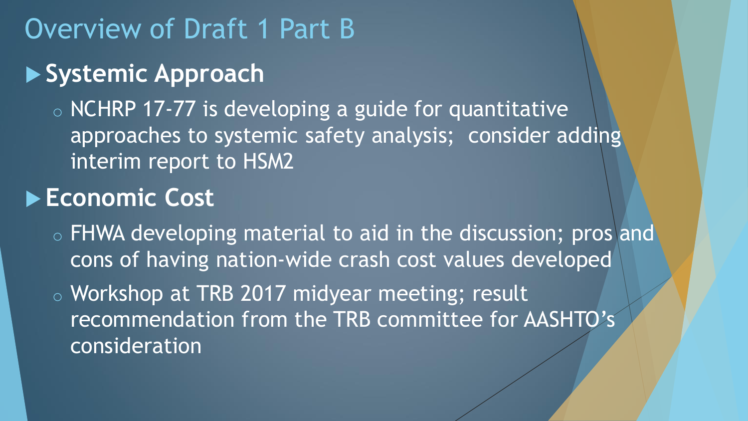# Overview of Draft 1 Part B

- **Systemic Approach**
  - NCHRP 17-77 is developing a guide for quantitative approaches to systemic safety analysis; consider adding interim report to HSM2
- **Economic Cost**
  - FHWA developing material to aid in the discussion; pros and cons of having nation-wide crash cost values developed
  - Workshop at TRB 2017 midyear meeting; result recommendation from the TRB committee for AASHTO's consideration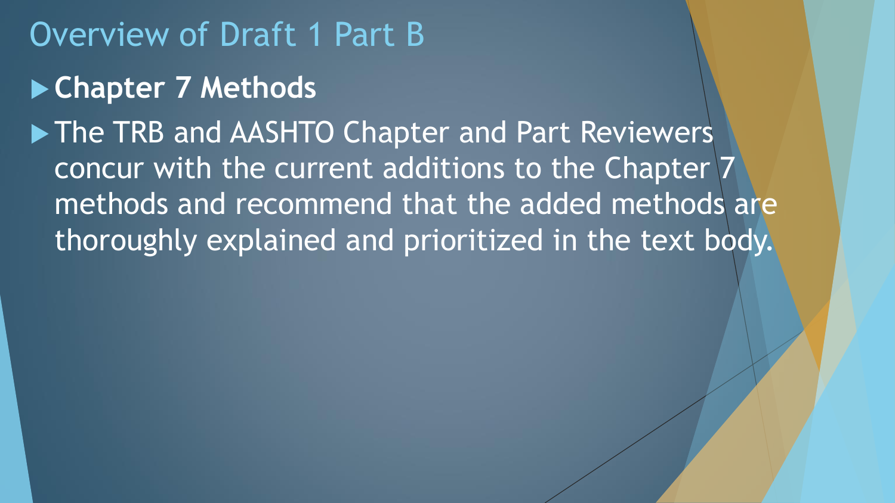# Overview of Draft 1 Part B

- **Chapter 7 Methods**
- The TRB and AASHTO Chapter and Part Reviewers concur with the current additions to the Chapter 7 methods and recommend that the added methods are thoroughly explained and prioritized in the text body.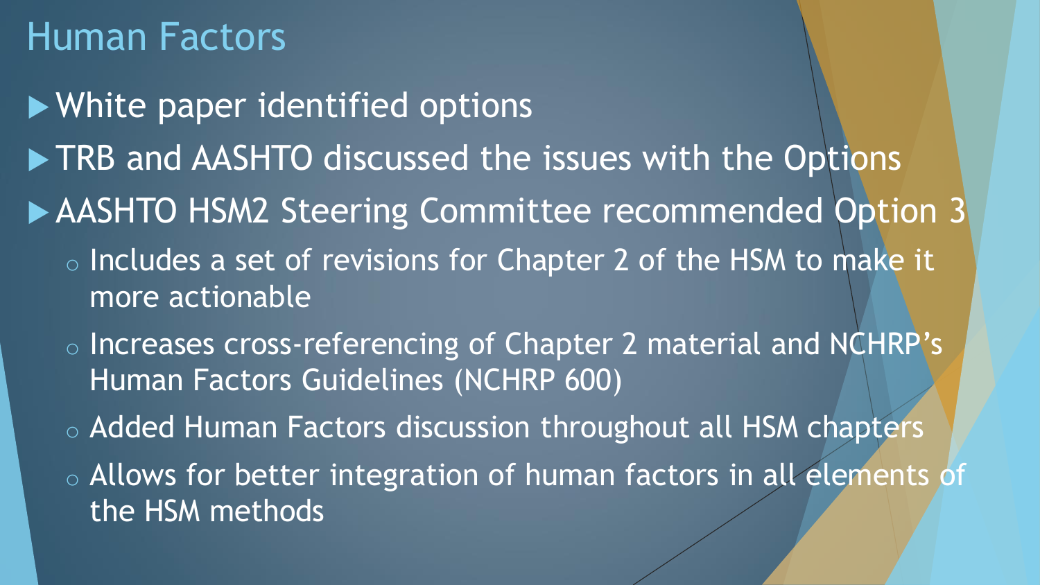# Human Factors

- White paper identified options
- TRB and AASHTO discussed the issues with the Options
- AASHTO HSM2 Steering Committee recommended Option 3
  - Includes a set of revisions for Chapter 2 of the HSM to make it more actionable
  - Increases cross-referencing of Chapter 2 material and NCHRP's Human Factors Guidelines (NCHRP 600)
  - Added Human Factors discussion throughout all HSM chapters
  - Allows for better integration of human factors in all elements of the HSM methods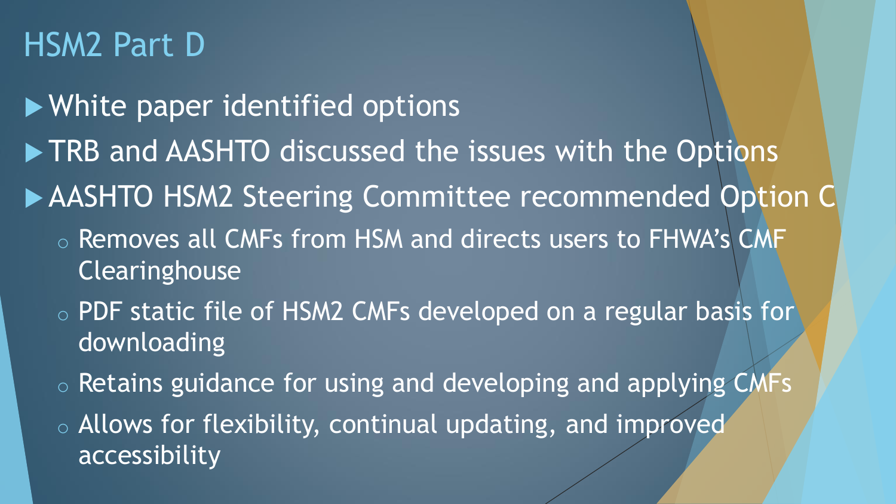# HSM2 Part D

- White paper identified options
- TRB and AASHTO discussed the issues with the Options
- AASHTO HSM2 Steering Committee recommended Option C
  - Removes all CMFs from HSM and directs users to FHWA's CMF Clearinghouse
  - PDF static file of HSM2 CMFs developed on a regular basis for downloading
  - Retains guidance for using and developing and applying CMFs
  - Allows for flexibility, continual updating, and improved accessibility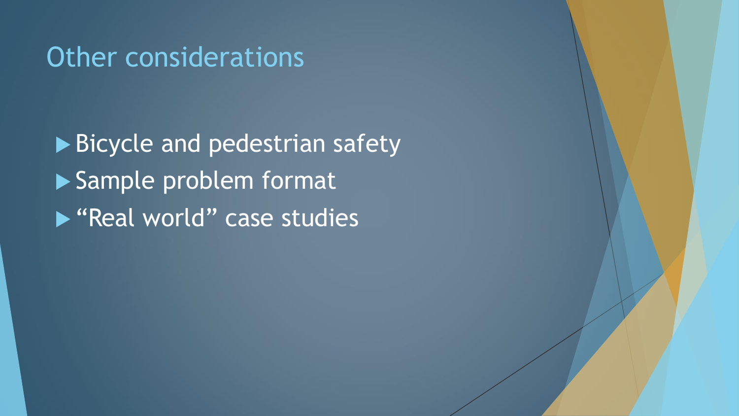## Other considerations

- Bicycle and pedestrian safety
- Sample problem format
- “Real world” case studies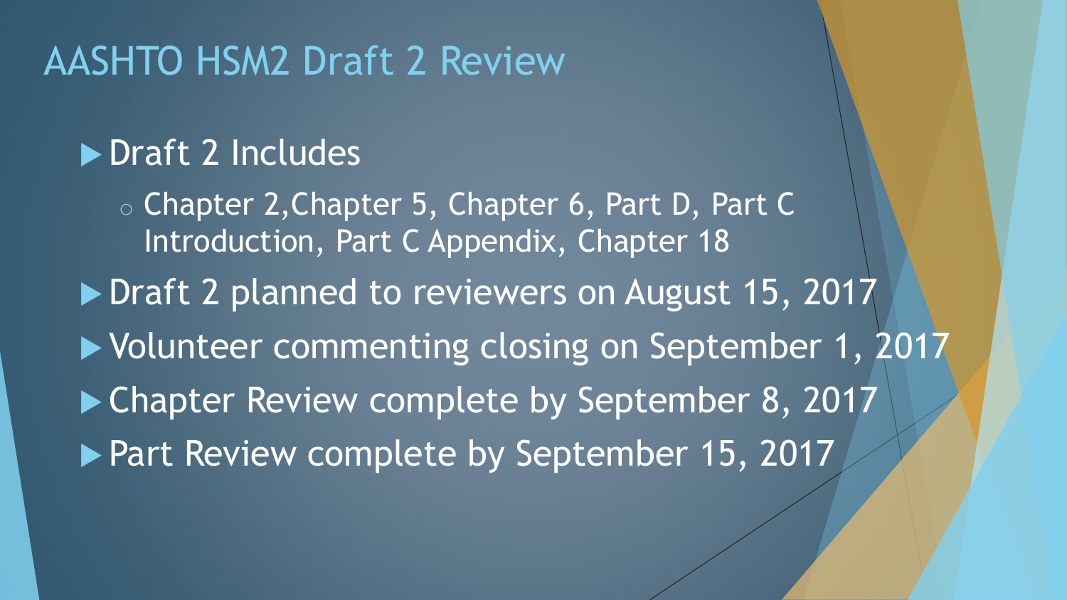# AASHTO HSM2 Draft 2 Review

- Draft 2 Includes
  - Chapter 2,Chapter 5, Chapter 6, Part D, Part C Introduction, Part C Appendix, Chapter 18
- Draft 2 planned to reviewers on August 15, 2017
- Volunteer commenting closing on September 1, 2017
- Chapter Review complete by September 8, 2017
- Part Review complete by September 15, 2017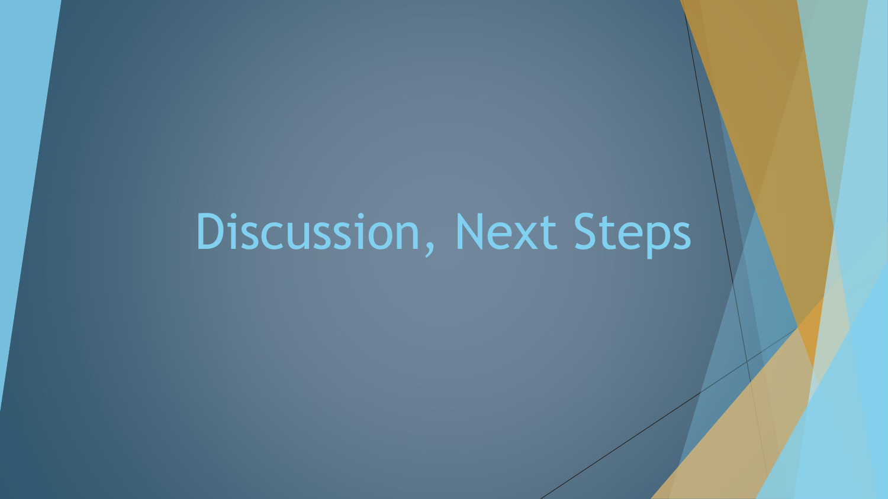# Discussion, Next Steps